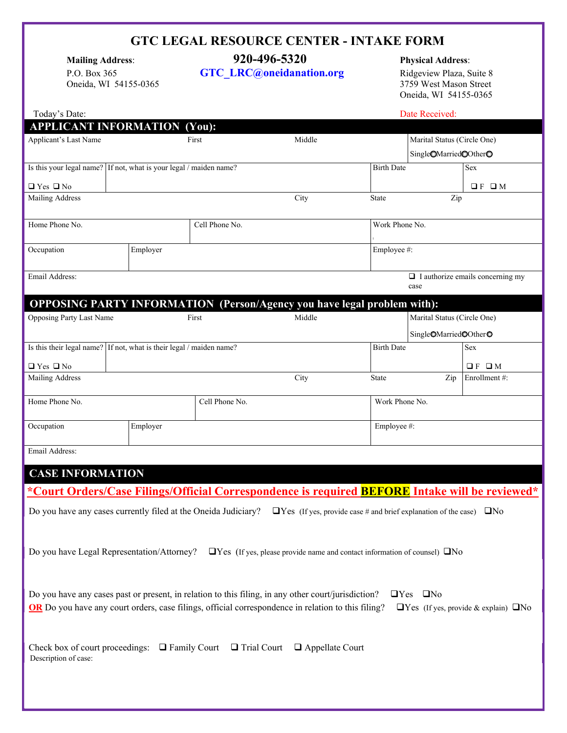# GTC LEGAL RESOURCE CENTER - INTAKE FORM

**Mailing Address**:
P.O. Box 365
Oneida, WI 54155-0365

**920-496-5320**
**GTC_LRC@oneidanation.org**

**Physical Address**:
Ridgeview Plaza, Suite 8
3759 West Mason Street
Oneida, WI 54155-0365

Today's Date:

Date Received:

## APPLICANT INFORMATION (You):

| Applicant's Last Name | First | Middle | Marital Status (Circle One) Single○ Married○ Other○ |
|---|---|---|---|
| Is this your legal name? ❑ Yes ❑ No | If not, what is your legal / maiden name? | Birth Date | Sex ❑ F ❑ M |
| Mailing Address | City | State | Zip |
| Home Phone No. | Cell Phone No. | Work Phone No. | |
| Occupation | Employer | Employee #: | |
| Email Address: | | ❑ I authorize emails concerning my case | |

## OPPOSING PARTY INFORMATION (Person/Agency you have legal problem with):

| Opposing Party Last Name | First | Middle | Marital Status (Circle One) Single○ Married○ Other○ |
|---|---|---|---|
| Is this their legal name? ❑ Yes ❑ No | If not, what is their legal / maiden name? | Birth Date | Sex ❑ F ❑ M |
| Mailing Address | City | State / Zip | Enrollment #: |
| Home Phone No. | Cell Phone No. | Work Phone No. | |
| Occupation | Employer | Employee #: | |
| Email Address: | | | |

## CASE INFORMATION

**\*Court Orders/Case Filings/Official Correspondence is required BEFORE Intake will be reviewed\***

Do you have any cases currently filed at the Oneida Judiciary? ❑Yes (If yes, provide case # and brief explanation of the case) ❑No

Do you have Legal Representation/Attorney? ❑Yes (If yes, please provide name and contact information of counsel) ❑No

Do you have any cases past or present, in relation to this filing, in any other court/jurisdiction? ❑Yes ❑No
**OR** Do you have any court orders, case filings, official correspondence in relation to this filing? ❑Yes (If yes, provide & explain) ❑No

Check box of court proceedings: ❑ Family Court ❑ Trial Court ❑ Appellate Court
Description of case: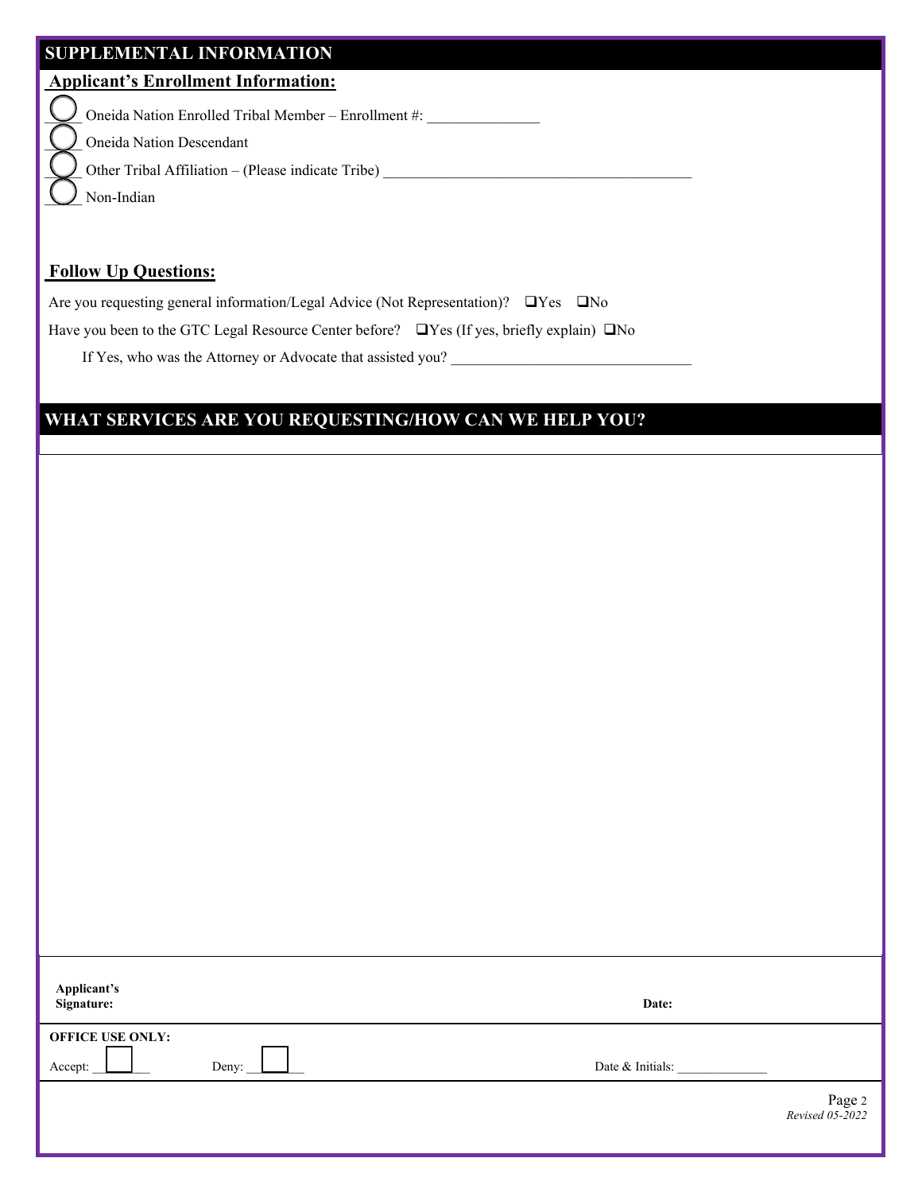## SUPPLEMENTAL INFORMATION

**Applicant's Enrollment Information:**

- ◯ Oneida Nation Enrolled Tribal Member – Enrollment #: _______________
- ◯ Oneida Nation Descendant
- ◯ Other Tribal Affiliation – (Please indicate Tribe) _________________________________________
- ◯ Non-Indian

**Follow Up Questions:**

Are you requesting general information/Legal Advice (Not Representation)? ❑Yes ❑No

Have you been to the GTC Legal Resource Center before? ❑Yes (If yes, briefly explain) ❑No

If Yes, who was the Attorney or Advocate that assisted you? _________________________________

## WHAT SERVICES ARE YOU REQUESTING/HOW CAN WE HELP YOU?

**Applicant's Signature:** **Date:**

**OFFICE USE ONLY:**

Accept: ☐ Deny: ☐ Date & Initials: ______________

*Revised 05-2022*